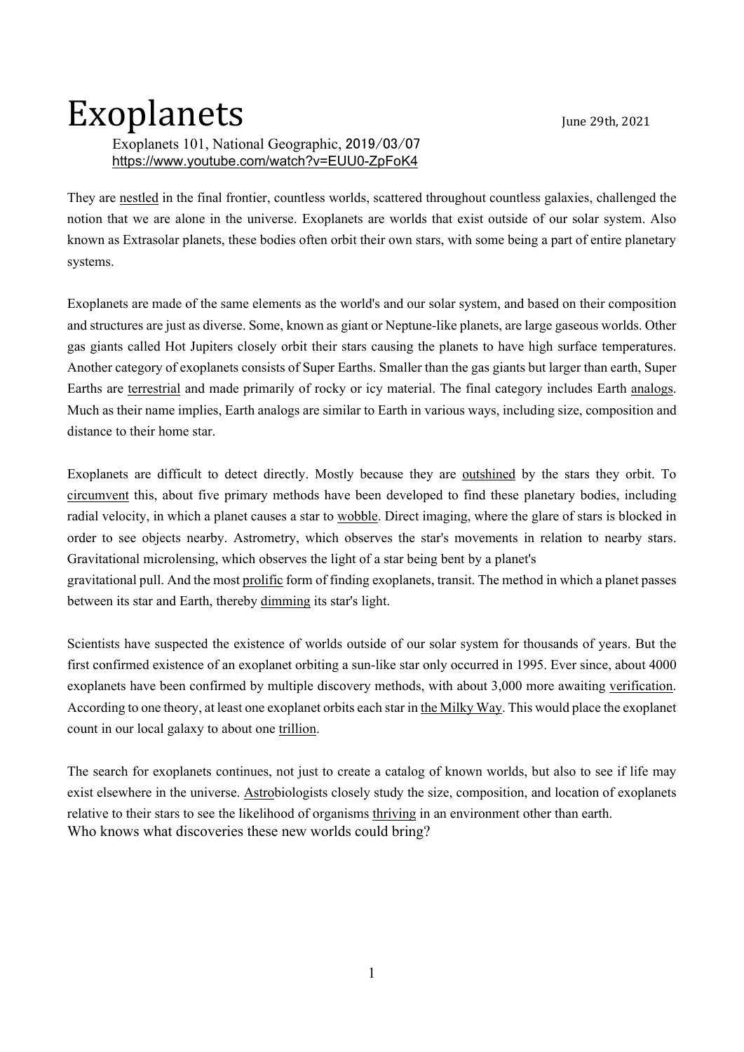# Exoplanets

June 29th, 2021

Exoplanets 101, National Geographic, 2019/03/07
https://www.youtube.com/watch?v=EUU0-ZpFoK4

They are nestled in the final frontier, countless worlds, scattered throughout countless galaxies, challenged the notion that we are alone in the universe. Exoplanets are worlds that exist outside of our solar system. Also known as Extrasolar planets, these bodies often orbit their own stars, with some being a part of entire planetary systems.

Exoplanets are made of the same elements as the world's and our solar system, and based on their composition and structures are just as diverse. Some, known as giant or Neptune-like planets, are large gaseous worlds. Other gas giants called Hot Jupiters closely orbit their stars causing the planets to have high surface temperatures. Another category of exoplanets consists of Super Earths. Smaller than the gas giants but larger than earth, Super Earths are terrestrial and made primarily of rocky or icy material. The final category includes Earth analogs. Much as their name implies, Earth analogs are similar to Earth in various ways, including size, composition and distance to their home star.

Exoplanets are difficult to detect directly. Mostly because they are outshined by the stars they orbit. To circumvent this, about five primary methods have been developed to find these planetary bodies, including radial velocity, in which a planet causes a star to wobble. Direct imaging, where the glare of stars is blocked in order to see objects nearby. Astrometry, which observes the star's movements in relation to nearby stars. Gravitational microlensing, which observes the light of a star being bent by a planet's gravitational pull. And the most prolific form of finding exoplanets, transit. The method in which a planet passes between its star and Earth, thereby dimming its star's light.

Scientists have suspected the existence of worlds outside of our solar system for thousands of years. But the first confirmed existence of an exoplanet orbiting a sun-like star only occurred in 1995. Ever since, about 4000 exoplanets have been confirmed by multiple discovery methods, with about 3,000 more awaiting verification. According to one theory, at least one exoplanet orbits each star in the Milky Way. This would place the exoplanet count in our local galaxy to about one trillion.

The search for exoplanets continues, not just to create a catalog of known worlds, but also to see if life may exist elsewhere in the universe. Astrobiologists closely study the size, composition, and location of exoplanets relative to their stars to see the likelihood of organisms thriving in an environment other than earth.
Who knows what discoveries these new worlds could bring?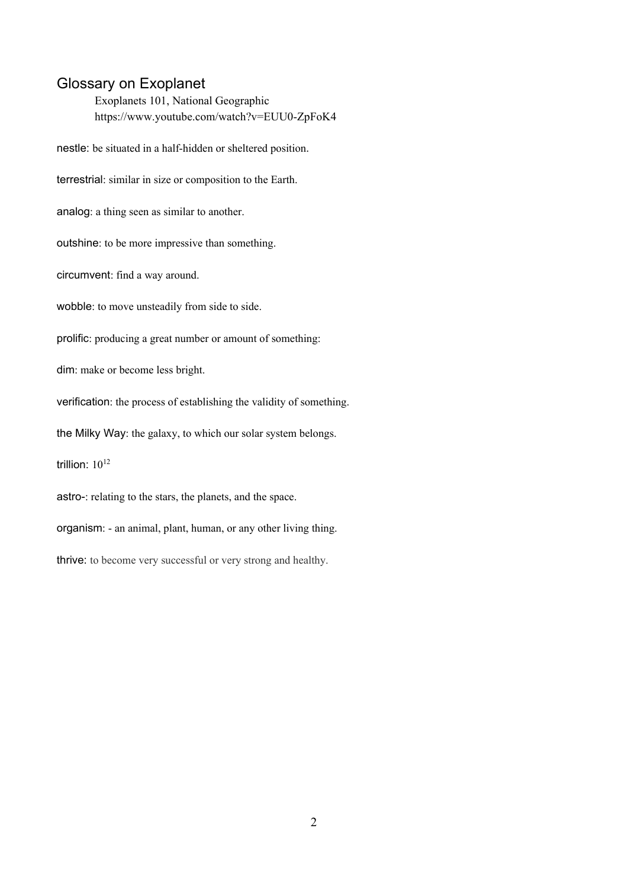# Glossary on Exoplanet

Exoplanets 101, National Geographic
https://www.youtube.com/watch?v=EUU0-ZpFoK4

nestle: be situated in a half-hidden or sheltered position.

terrestrial: similar in size or composition to the Earth.

analog: a thing seen as similar to another.

outshine: to be more impressive than something.

circumvent: find a way around.

wobble: to move unsteadily from side to side.

prolific: producing a great number or amount of something:

dim: make or become less bright.

verification: the process of establishing the validity of something.

the Milky Way: the galaxy, to which our solar system belongs.

trillion: $10^{12}$

astro-: relating to the stars, the planets, and the space.

organism: - an animal, plant, human, or any other living thing.

thrive: to become very successful or very strong and healthy.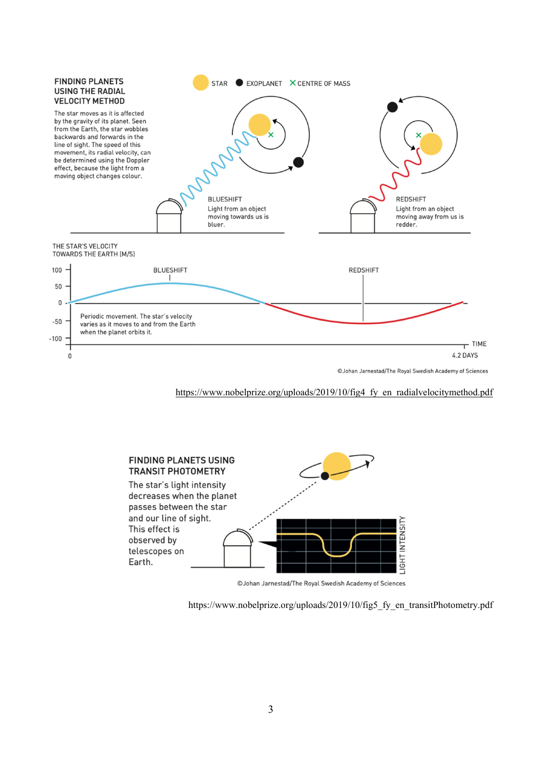FINDING PLANETS USING THE RADIAL VELOCITY METHOD

The star moves as it is affected by the gravity of its planet. Seen from the Earth, the star wobbles backwards and forwards in the line of sight. The speed of this movement, its radial velocity, can be determined using the Doppler effect, because the light from a moving object changes colour.

STAR

EXOPLANET

CENTRE OF MASS

BLUESHIFT
Light from an object moving towards us is bluer.

REDSHIFT
Light from an object moving away from us is redder.

THE STAR'S VELOCITY TOWARDS THE EARTH [M/S]

100
50
0
-50
-100
0

BLUESHIFT

REDSHIFT

Periodic movement. The star's velocity varies as it moves to and from the Earth when the planet orbits it.

TIME

4.2 DAYS

©Johan Jarnestad/The Royal Swedish Academy of Sciences

https://www.nobelprize.org/uploads/2019/10/fig4_fy_en_radialvelocitymethod.pdf

FINDING PLANETS USING TRANSIT PHOTOMETRY

The star's light intensity decreases when the planet passes between the star and our line of sight. This effect is observed by telescopes on Earth.

LIGHT INTENSITY

©Johan Jarnestad/The Royal Swedish Academy of Sciences

https://www.nobelprize.org/uploads/2019/10/fig5_fy_en_transitPhotometry.pdf